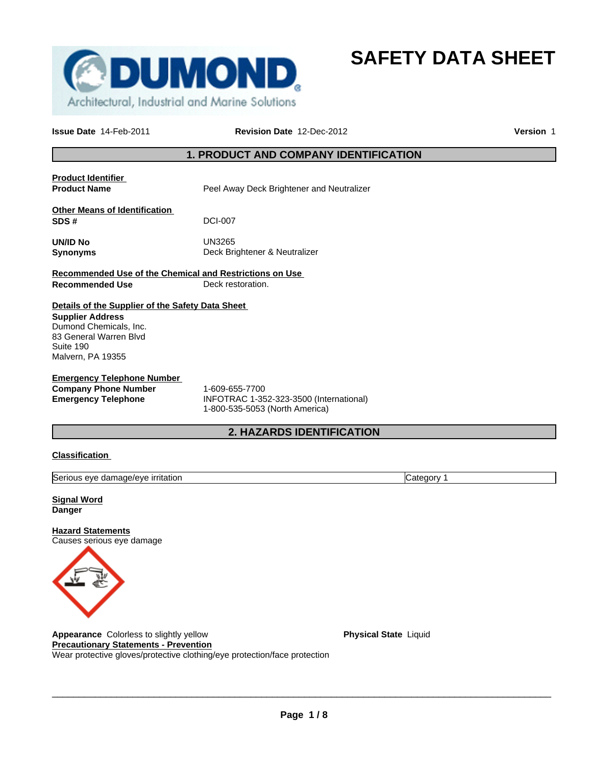# SAFETY DATA SHEET

**Issue Date** 14-Feb-2011 **Revision Date** 12-Dec-2012 **Version** 1

## 1. PRODUCT AND COMPANY IDENTIFICATION

**Product Identifier**

**Product Name** Peel Away Deck Brightener and Neutralizer

**Other Means of Identification**

**SDS #** DCI-007

**UN/ID No** UN3265

**Synonyms** Deck Brightener & Neutralizer

**Recommended Use of the Chemical and Restrictions on Use**

**Recommended Use** Deck restoration.

**Details of the Supplier of the Safety Data Sheet**

**Supplier Address**
Dumond Chemicals, Inc.
83 General Warren Blvd
Suite 190
Malvern, PA 19355

**Emergency Telephone Number**

**Company Phone Number** 1-609-655-7700

**Emergency Telephone** INFOTRAC 1-352-323-3500 (International)
1-800-535-5053 (North America)

## 2. HAZARDS IDENTIFICATION

**Classification**

| Serious eye damage/eye irritation | Category 1 |
|---|---|

**Signal Word**
**Danger**

**Hazard Statements**
Causes serious eye damage

**Appearance** Colorless to slightly yellow **Physical State** Liquid

**Precautionary Statements - Prevention**
Wear protective gloves/protective clothing/eye protection/face protection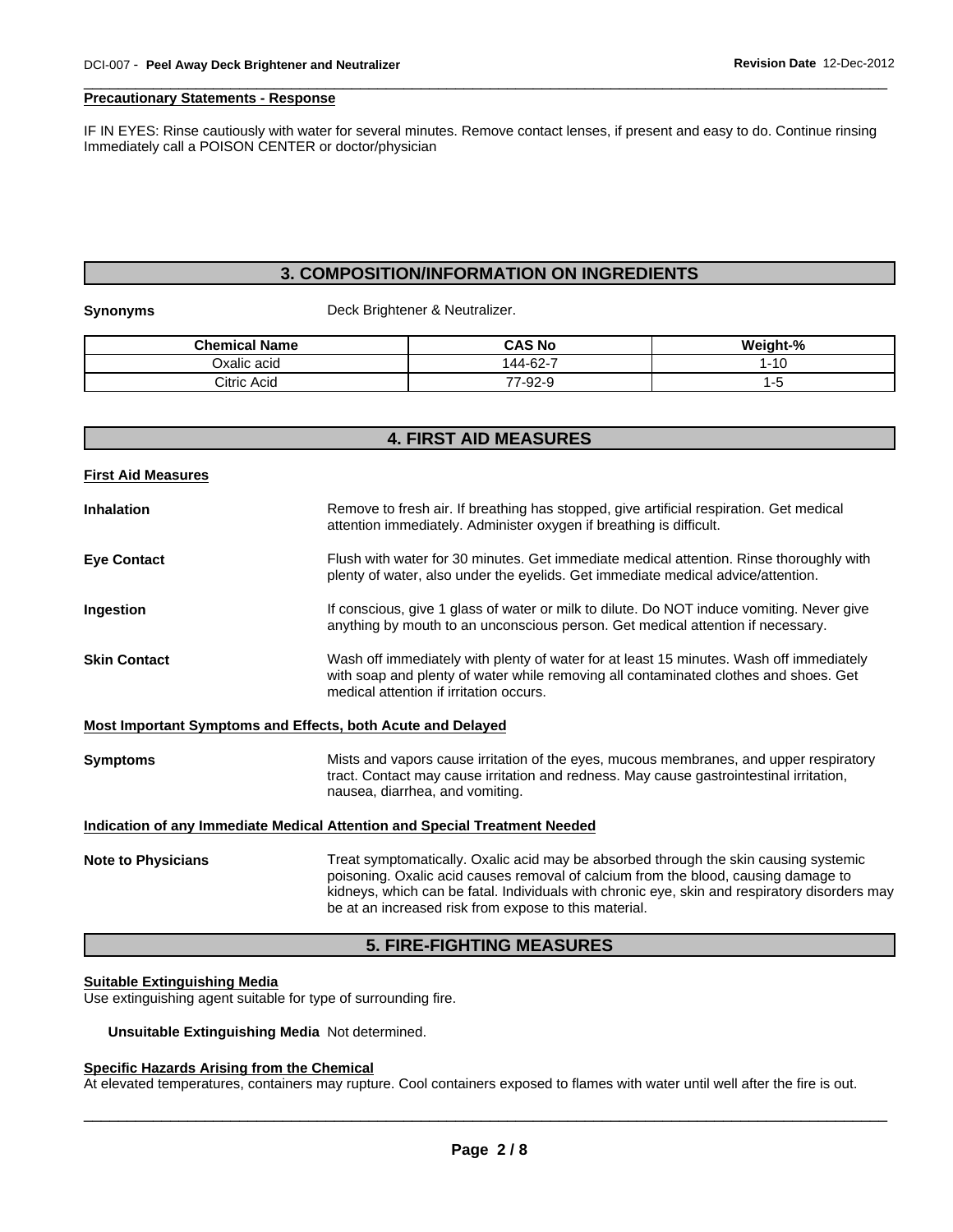### Precautionary Statements - Response

IF IN EYES: Rinse cautiously with water for several minutes. Remove contact lenses, if present and easy to do. Continue rinsing Immediately call a POISON CENTER or doctor/physician

## 3. COMPOSITION/INFORMATION ON INGREDIENTS

**Synonyms** Deck Brightener & Neutralizer.

| Chemical Name | CAS No | Weight-% |
| --- | --- | --- |
| Oxalic acid | 144-62-7 | 1-10 |
| Citric Acid | 77-92-9 | 1-5 |

## 4. FIRST AID MEASURES

### First Aid Measures

**Inhalation** Remove to fresh air. If breathing has stopped, give artificial respiration. Get medical attention immediately. Administer oxygen if breathing is difficult.

**Eye Contact** Flush with water for 30 minutes. Get immediate medical attention. Rinse thoroughly with plenty of water, also under the eyelids. Get immediate medical advice/attention.

**Ingestion** If conscious, give 1 glass of water or milk to dilute. Do NOT induce vomiting. Never give anything by mouth to an unconscious person. Get medical attention if necessary.

**Skin Contact** Wash off immediately with plenty of water for at least 15 minutes. Wash off immediately with soap and plenty of water while removing all contaminated clothes and shoes. Get medical attention if irritation occurs.

### Most Important Symptoms and Effects, both Acute and Delayed

**Symptoms** Mists and vapors cause irritation of the eyes, mucous membranes, and upper respiratory tract. Contact may cause irritation and redness. May cause gastrointestinal irritation, nausea, diarrhea, and vomiting.

### Indication of any Immediate Medical Attention and Special Treatment Needed

**Note to Physicians** Treat symptomatically. Oxalic acid may be absorbed through the skin causing systemic poisoning. Oxalic acid causes removal of calcium from the blood, causing damage to kidneys, which can be fatal. Individuals with chronic eye, skin and respiratory disorders may be at an increased risk from expose to this material.

## 5. FIRE-FIGHTING MEASURES

### Suitable Extinguishing Media

Use extinguishing agent suitable for type of surrounding fire.

**Unsuitable Extinguishing Media** Not determined.

### Specific Hazards Arising from the Chemical

At elevated temperatures, containers may rupture. Cool containers exposed to flames with water until well after the fire is out.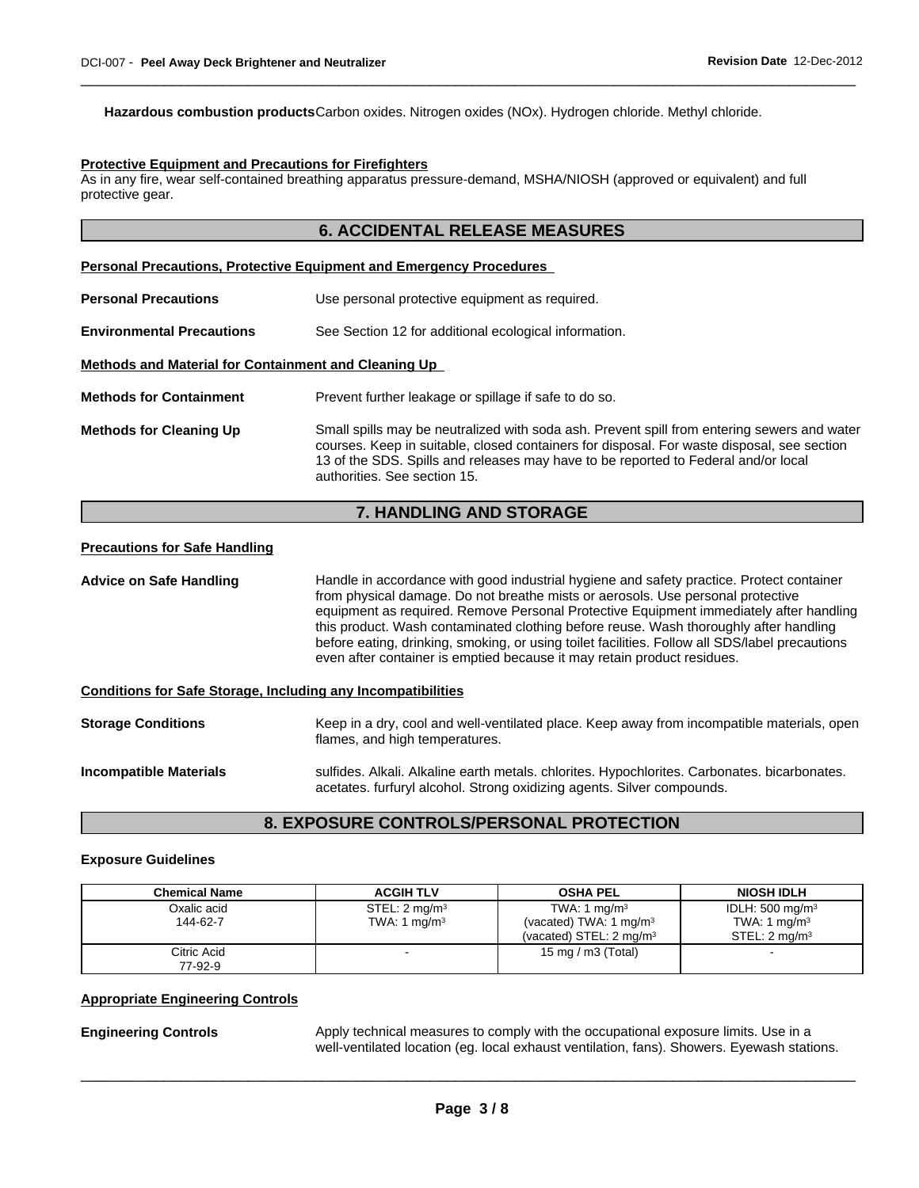**Hazardous combustion products** Carbon oxides. Nitrogen oxides (NOx). Hydrogen chloride. Methyl chloride.

**Protective Equipment and Precautions for Firefighters**
As in any fire, wear self-contained breathing apparatus pressure-demand, MSHA/NIOSH (approved or equivalent) and full protective gear.

## 6. ACCIDENTAL RELEASE MEASURES

**Personal Precautions, Protective Equipment and Emergency Procedures**

**Personal Precautions** Use personal protective equipment as required.

**Environmental Precautions** See Section 12 for additional ecological information.

**Methods and Material for Containment and Cleaning Up**

**Methods for Containment** Prevent further leakage or spillage if safe to do so.

**Methods for Cleaning Up** Small spills may be neutralized with soda ash. Prevent spill from entering sewers and water courses. Keep in suitable, closed containers for disposal. For waste disposal, see section 13 of the SDS. Spills and releases may have to be reported to Federal and/or local authorities. See section 15.

## 7. HANDLING AND STORAGE

**Precautions for Safe Handling**

**Advice on Safe Handling** Handle in accordance with good industrial hygiene and safety practice. Protect container from physical damage. Do not breathe mists or aerosols. Use personal protective equipment as required. Remove Personal Protective Equipment immediately after handling this product. Wash contaminated clothing before reuse. Wash thoroughly after handling before eating, drinking, smoking, or using toilet facilities. Follow all SDS/label precautions even after container is emptied because it may retain product residues.

**Conditions for Safe Storage, Including any Incompatibilities**

**Storage Conditions** Keep in a dry, cool and well-ventilated place. Keep away from incompatible materials, open flames, and high temperatures.

**Incompatible Materials** sulfides. Alkali. Alkaline earth metals. chlorites. Hypochlorites. Carbonates. bicarbonates. acetates. furfuryl alcohol. Strong oxidizing agents. Silver compounds.

## 8. EXPOSURE CONTROLS/PERSONAL PROTECTION

**Exposure Guidelines**

| Chemical Name | ACGIH TLV | OSHA PEL | NIOSH IDLH |
|---|---|---|---|
| Oxalic acid 144-62-7 | STEL: 2 mg/m$^3$ TWA: 1 mg/m$^3$ | TWA: 1 mg/m$^3$ (vacated) TWA: 1 mg/m$^3$ (vacated) STEL: 2 mg/m$^3$ | IDLH: 500 mg/m$^3$ TWA: 1 mg/m$^3$ STEL: 2 mg/m$^3$ |
| Citric Acid 77-92-9 | - | 15 mg / m3 (Total) | - |

**Appropriate Engineering Controls**

**Engineering Controls** Apply technical measures to comply with the occupational exposure limits. Use in a well-ventilated location (eg. local exhaust ventilation, fans). Showers. Eyewash stations.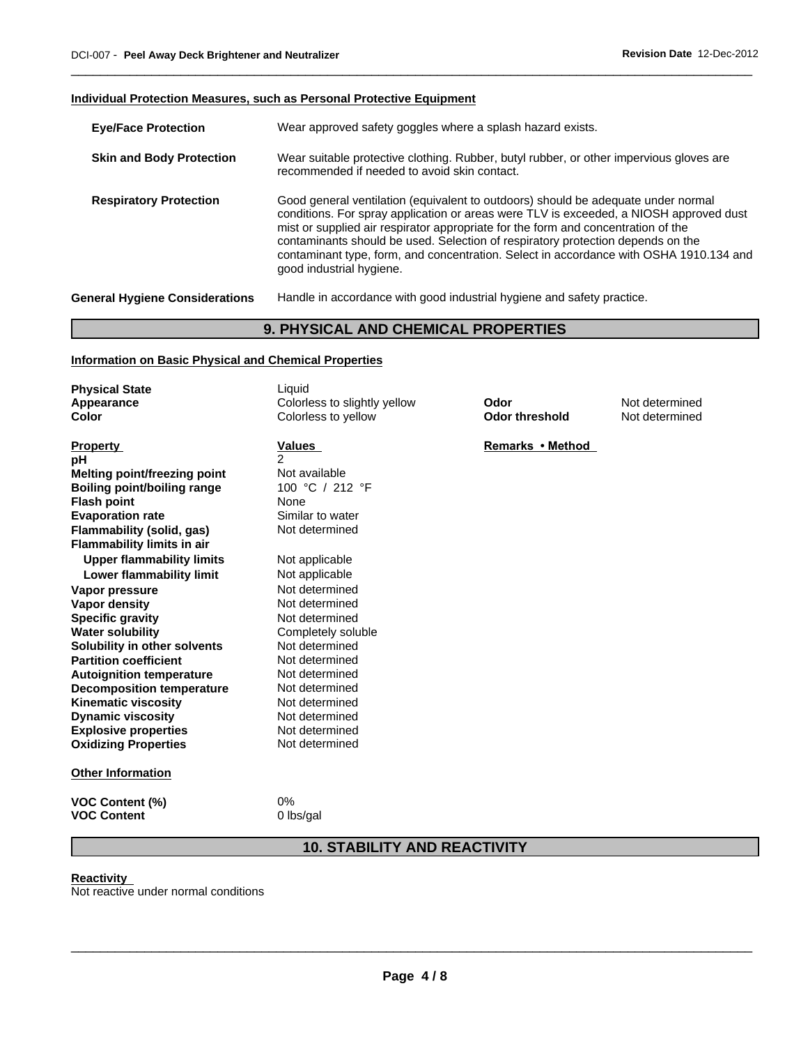### Individual Protection Measures, such as Personal Protective Equipment

**Eye/Face Protection** Wear approved safety goggles where a splash hazard exists.

**Skin and Body Protection** Wear suitable protective clothing. Rubber, butyl rubber, or other impervious gloves are recommended if needed to avoid skin contact.

**Respiratory Protection** Good general ventilation (equivalent to outdoors) should be adequate under normal conditions. For spray application or areas were TLV is exceeded, a NIOSH approved dust mist or supplied air respirator appropriate for the form and concentration of the contaminants should be used. Selection of respiratory protection depends on the contaminant type, form, and concentration. Select in accordance with OSHA 1910.134 and good industrial hygiene.

**General Hygiene Considerations** Handle in accordance with good industrial hygiene and safety practice.

## 9. PHYSICAL AND CHEMICAL PROPERTIES

### Information on Basic Physical and Chemical Properties

| | | | |
|---|---|---|---|
| **Physical State** | Liquid | | |
| **Appearance** | Colorless to slightly yellow | **Odor** | Not determined |
| **Color** | Colorless to yellow | **Odor threshold** | Not determined |

| Property | Values | Remarks • Method |
|---|---|---|
| **pH** | 2 | |
| **Melting point/freezing point** | Not available | |
| **Boiling point/boiling range** | 100 °C / 212 °F | |
| **Flash point** | None | |
| **Evaporation rate** | Similar to water | |
| **Flammability (solid, gas)** | Not determined | |
| **Flammability limits in air** | | |
| **Upper flammability limits** | Not applicable | |
| **Lower flammability limit** | Not applicable | |
| **Vapor pressure** | Not determined | |
| **Vapor density** | Not determined | |
| **Specific gravity** | Not determined | |
| **Water solubility** | Completely soluble | |
| **Solubility in other solvents** | Not determined | |
| **Partition coefficient** | Not determined | |
| **Autoignition temperature** | Not determined | |
| **Decomposition temperature** | Not determined | |
| **Kinematic viscosity** | Not determined | |
| **Dynamic viscosity** | Not determined | |
| **Explosive properties** | Not determined | |
| **Oxidizing Properties** | Not determined | |

**Other Information**

| | |
|---|---|
| **VOC Content (%)** | 0% |
| **VOC Content** | 0 lbs/gal |

## 10. STABILITY AND REACTIVITY

**Reactivity**
Not reactive under normal conditions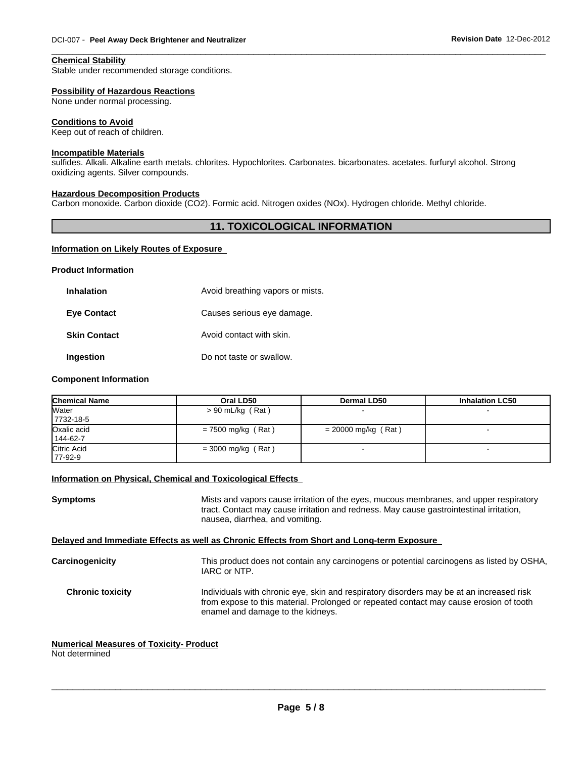**Chemical Stability**
Stable under recommended storage conditions.

**Possibility of Hazardous Reactions**
None under normal processing.

**Conditions to Avoid**
Keep out of reach of children.

**Incompatible Materials**
sulfides. Alkali. Alkaline earth metals. chlorites. Hypochlorites. Carbonates. bicarbonates. acetates. furfuryl alcohol. Strong oxidizing agents. Silver compounds.

**Hazardous Decomposition Products**
Carbon monoxide. Carbon dioxide ($CO_2$). Formic acid. Nitrogen oxides (NOx). Hydrogen chloride. Methyl chloride.

## 11. TOXICOLOGICAL INFORMATION

**Information on Likely Routes of Exposure**

**Product Information**

**Inhalation** Avoid breathing vapors or mists.

**Eye Contact** Causes serious eye damage.

**Skin Contact** Avoid contact with skin.

**Ingestion** Do not taste or swallow.

**Component Information**

| Chemical Name | Oral LD50 | Dermal LD50 | Inhalation LC50 |
|---|---|---|---|
| Water<br>7732-18-5 | > 90 mL/kg ( Rat ) | - | - |
| Oxalic acid<br>144-62-7 | = 7500 mg/kg ( Rat ) | = 20000 mg/kg ( Rat ) | - |
| Citric Acid<br>77-92-9 | = 3000 mg/kg ( Rat ) | - | - |

**Information on Physical, Chemical and Toxicological Effects**

**Symptoms** Mists and vapors cause irritation of the eyes, mucous membranes, and upper respiratory tract. Contact may cause irritation and redness. May cause gastrointestinal irritation, nausea, diarrhea, and vomiting.

**Delayed and Immediate Effects as well as Chronic Effects from Short and Long-term Exposure**

**Carcinogenicity** This product does not contain any carcinogens or potential carcinogens as listed by OSHA, IARC or NTP.

**Chronic toxicity** Individuals with chronic eye, skin and respiratory disorders may be at an increased risk from expose to this material. Prolonged or repeated contact may cause erosion of tooth enamel and damage to the kidneys.

**Numerical Measures of Toxicity- Product**
Not determined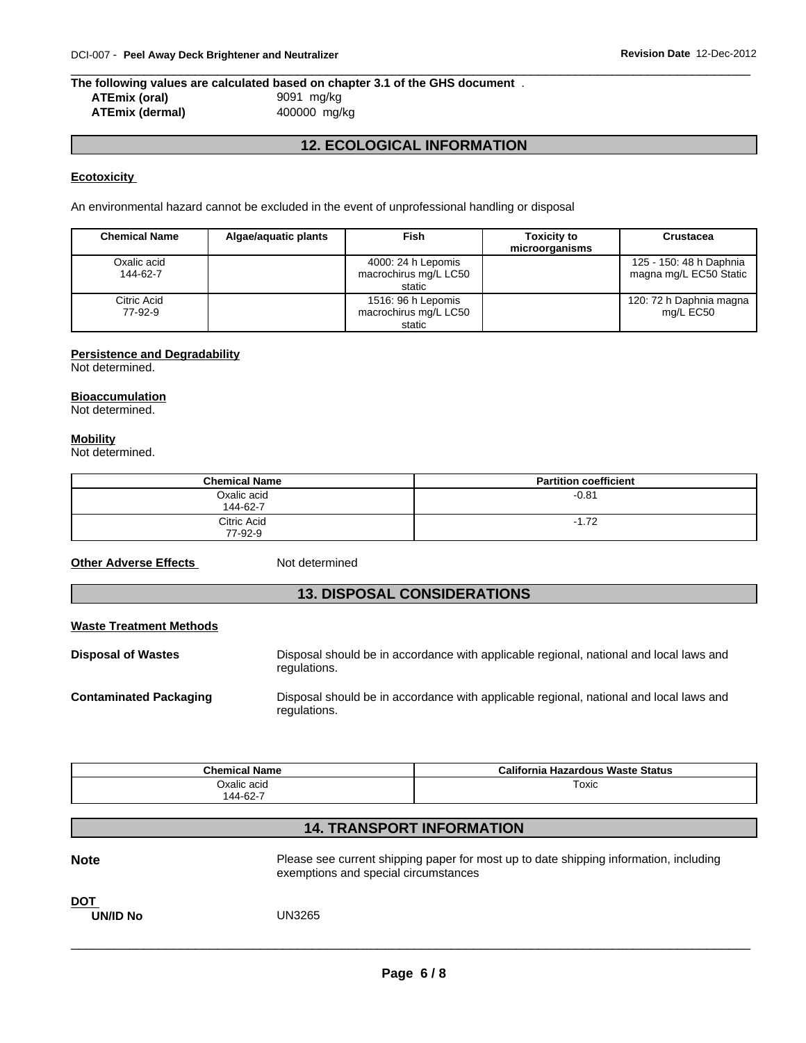**The following values are calculated based on chapter 3.1 of the GHS document** .

**ATEmix (oral)** 9091 mg/kg
**ATEmix (dermal)** 400000 mg/kg

## 12. ECOLOGICAL INFORMATION

**Ecotoxicity**

An environmental hazard cannot be excluded in the event of unprofessional handling or disposal

| Chemical Name | Algae/aquatic plants | Fish | Toxicity to microorganisms | Crustacea |
|---|---|---|---|---|
| Oxalic acid 144-62-7 | | 4000: 24 h Lepomis macrochirus mg/L LC50 static | | 125 - 150: 48 h Daphnia magna mg/L EC50 Static |
| Citric Acid 77-92-9 | | 1516: 96 h Lepomis macrochirus mg/L LC50 static | | 120: 72 h Daphnia magna mg/L EC50 |

**Persistence and Degradability**
Not determined.

**Bioaccumulation**
Not determined.

**Mobility**
Not determined.

| Chemical Name | Partition coefficient |
|---|---|
| Oxalic acid 144-62-7 | -0.81 |
| Citric Acid 77-92-9 | -1.72 |

**Other Adverse Effects** Not determined

## 13. DISPOSAL CONSIDERATIONS

**Waste Treatment Methods**

**Disposal of Wastes** Disposal should be in accordance with applicable regional, national and local laws and regulations.

**Contaminated Packaging** Disposal should be in accordance with applicable regional, national and local laws and regulations.

| Chemical Name | California Hazardous Waste Status |
|---|---|
| Oxalic acid 144-62-7 | Toxic |

## 14. TRANSPORT INFORMATION

**Note** Please see current shipping paper for most up to date shipping information, including exemptions and special circumstances

**DOT**
**UN/ID No** UN3265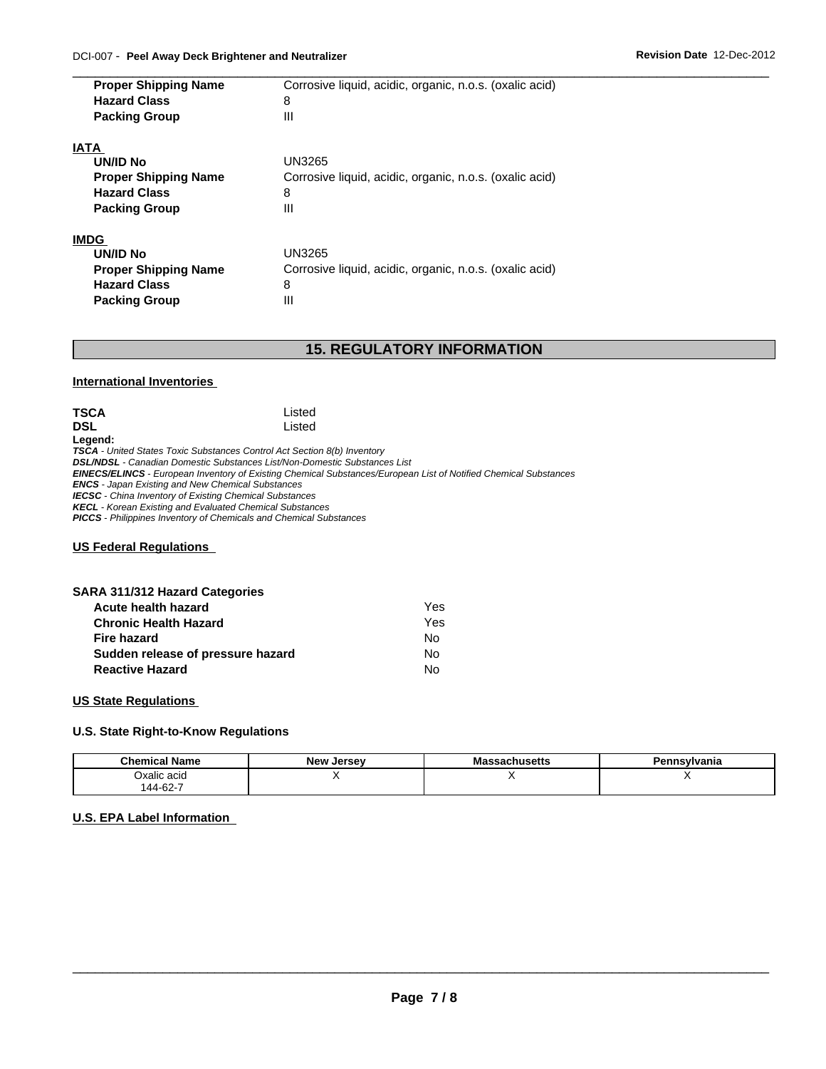| | |
|---|---|
| **Proper Shipping Name** | Corrosive liquid, acidic, organic, n.o.s. (oxalic acid) |
| **Hazard Class** | 8 |
| **Packing Group** | III |

**IATA**

| | |
|---|---|
| **UN/ID No** | UN3265 |
| **Proper Shipping Name** | Corrosive liquid, acidic, organic, n.o.s. (oxalic acid) |
| **Hazard Class** | 8 |
| **Packing Group** | III |

**IMDG**

| | |
|---|---|
| **UN/ID No** | UN3265 |
| **Proper Shipping Name** | Corrosive liquid, acidic, organic, n.o.s. (oxalic acid) |
| **Hazard Class** | 8 |
| **Packing Group** | III |

## 15. REGULATORY INFORMATION

### International Inventories

| | |
|---|---|
| **TSCA** | Listed |
| **DSL** | Listed |

**Legend:**

***TSCA*** *- United States Toxic Substances Control Act Section 8(b) Inventory*
***DSL/NDSL*** *- Canadian Domestic Substances List/Non-Domestic Substances List*
***EINECS/ELINCS*** *- European Inventory of Existing Chemical Substances/European List of Notified Chemical Substances*
***ENCS*** *- Japan Existing and New Chemical Substances*
***IECSC*** *- China Inventory of Existing Chemical Substances*
***KECL*** *- Korean Existing and Evaluated Chemical Substances*
***PICCS*** *- Philippines Inventory of Chemicals and Chemical Substances*

### US Federal Regulations

**SARA 311/312 Hazard Categories**

| | |
|---|---|
| **Acute health hazard** | Yes |
| **Chronic Health Hazard** | Yes |
| **Fire hazard** | No |
| **Sudden release of pressure hazard** | No |
| **Reactive Hazard** | No |

### US State Regulations

**U.S. State Right-to-Know Regulations**

| Chemical Name | New Jersey | Massachusetts | Pennsylvania |
|---|---|---|---|
| Oxalic acid 144-62-7 | X | X | X |

### U.S. EPA Label Information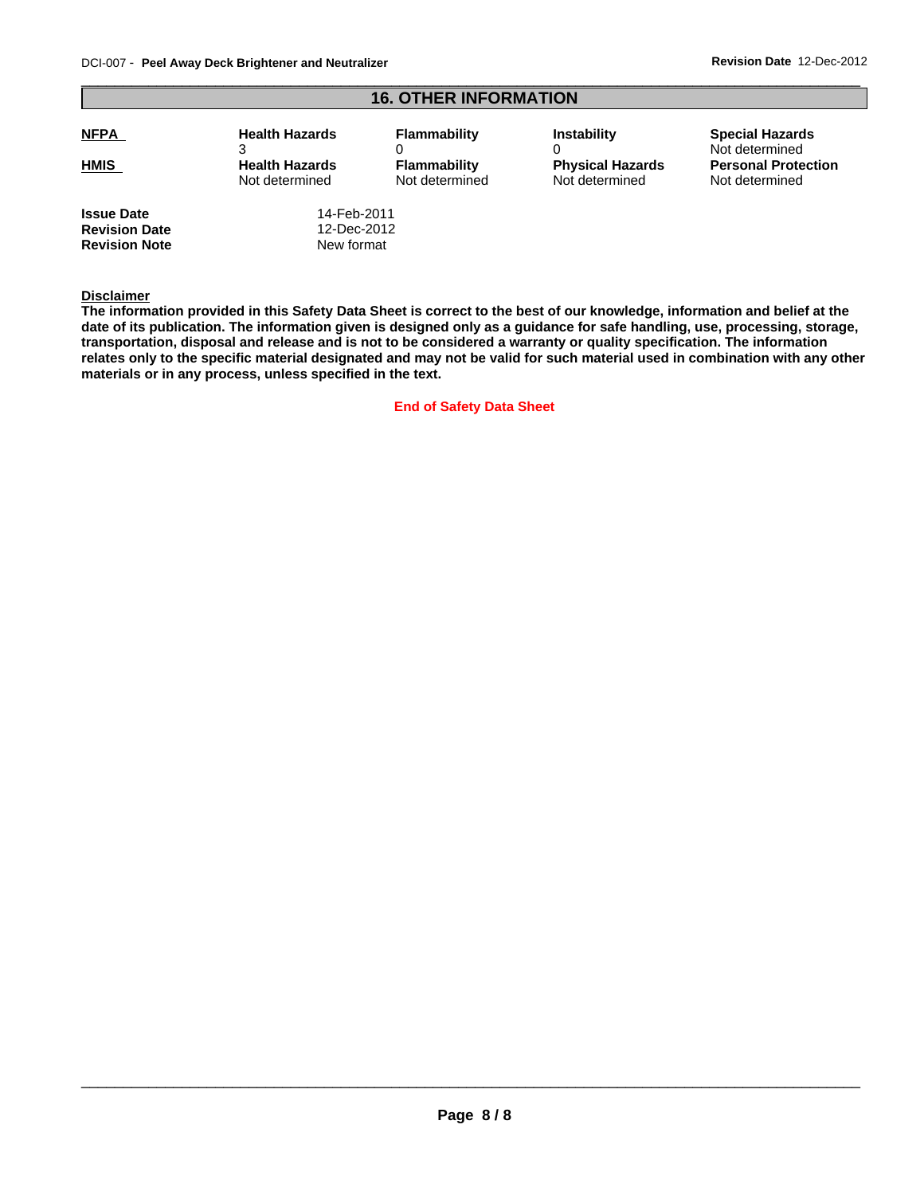## 16. OTHER INFORMATION

| | | | | |
|---|---|---|---|---|
| **NFPA** | **Health Hazards** 3 | **Flammability** 0 | **Instability** 0 | **Special Hazards** Not determined |
| **HMIS** | **Health Hazards** Not determined | **Flammability** Not determined | **Physical Hazards** Not determined | **Personal Protection** Not determined |

**Issue Date** 14-Feb-2011
**Revision Date** 12-Dec-2012
**Revision Note** New format

**Disclaimer**
**The information provided in this Safety Data Sheet is correct to the best of our knowledge, information and belief at the date of its publication. The information given is designed only as a guidance for safe handling, use, processing, storage, transportation, disposal and release and is not to be considered a warranty or quality specification. The information relates only to the specific material designated and may not be valid for such material used in combination with any other materials or in any process, unless specified in the text.**

**End of Safety Data Sheet**